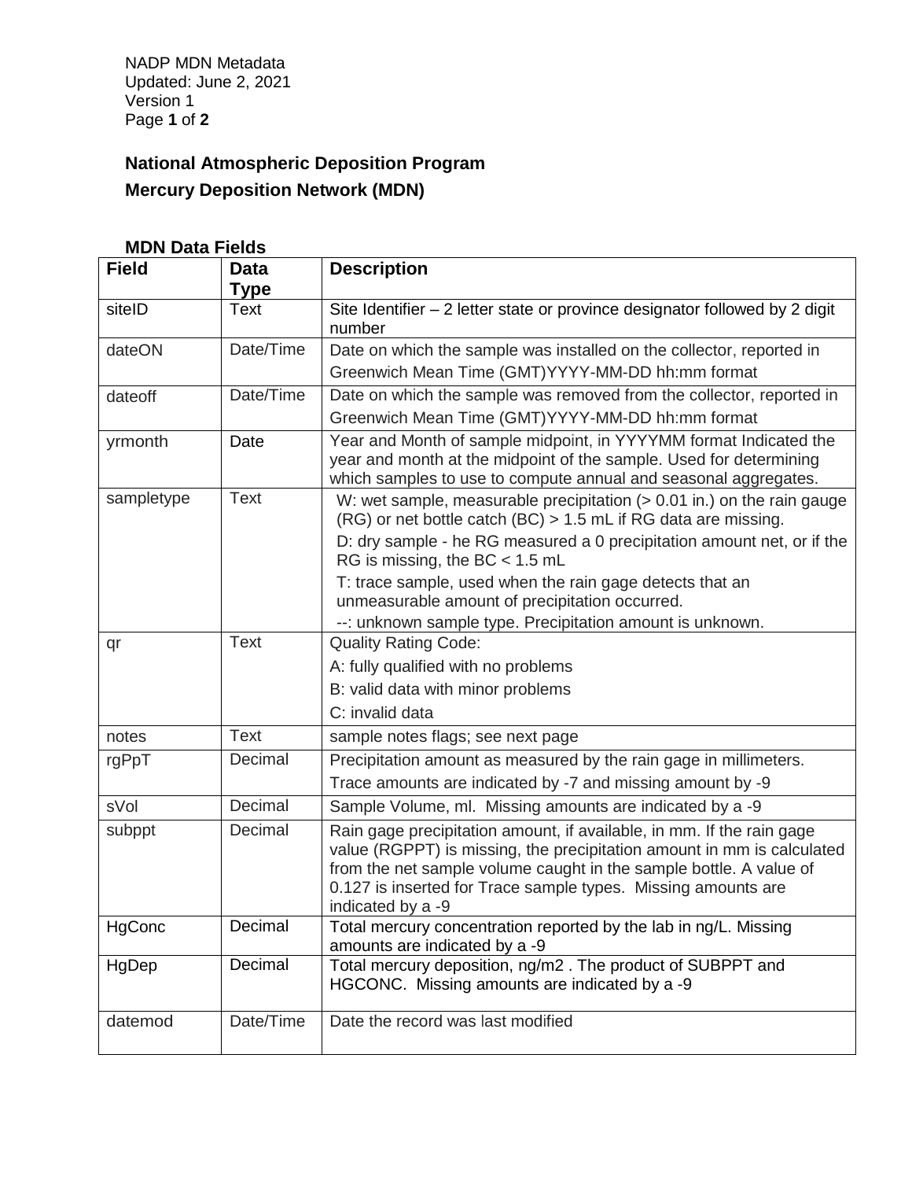NADP MDN Metadata
Updated: June 2, 2021
Version 1

## National Atmospheric Deposition Program

## Mercury Deposition Network (MDN)

### MDN Data Fields

| Field | Data Type | Description |
|---|---|---|
| siteID | Text | Site Identifier – 2 letter state or province designator followed by 2 digit number |
| dateON | Date/Time | Date on which the sample was installed on the collector, reported in Greenwich Mean Time (GMT)YYYY-MM-DD hh:mm format |
| dateoff | Date/Time | Date on which the sample was removed from the collector, reported in Greenwich Mean Time (GMT)YYYY-MM-DD hh:mm format |
| yrmonth | Date | Year and Month of sample midpoint, in YYYYMM format Indicated the year and month at the midpoint of the sample. Used for determining which samples to use to compute annual and seasonal aggregates. |
| sampletype | Text | W: wet sample, measurable precipitation (> 0.01 in.) on the rain gauge (RG) or net bottle catch (BC) > 1.5 mL if RG data are missing.<br>D: dry sample - he RG measured a 0 precipitation amount net, or if the RG is missing, the BC < 1.5 mL<br>T: trace sample, used when the rain gage detects that an unmeasurable amount of precipitation occurred.<br>--: unknown sample type. Precipitation amount is unknown. |
| qr | Text | Quality Rating Code:<br>A: fully qualified with no problems<br>B: valid data with minor problems<br>C: invalid data |
| notes | Text | sample notes flags; see next page |
| rgPpT | Decimal | Precipitation amount as measured by the rain gage in millimeters.<br>Trace amounts are indicated by -7 and missing amount by -9 |
| sVol | Decimal | Sample Volume, ml. Missing amounts are indicated by a -9 |
| subppt | Decimal | Rain gage precipitation amount, if available, in mm. If the rain gage value (RGPPT) is missing, the precipitation amount in mm is calculated from the net sample volume caught in the sample bottle. A value of 0.127 is inserted for Trace sample types. Missing amounts are indicated by a -9 |
| HgConc | Decimal | Total mercury concentration reported by the lab in ng/L. Missing amounts are indicated by a -9 |
| HgDep | Decimal | Total mercury deposition, ng/m2 . The product of SUBPPT and HGCONC. Missing amounts are indicated by a -9 |
| datemod | Date/Time | Date the record was last modified |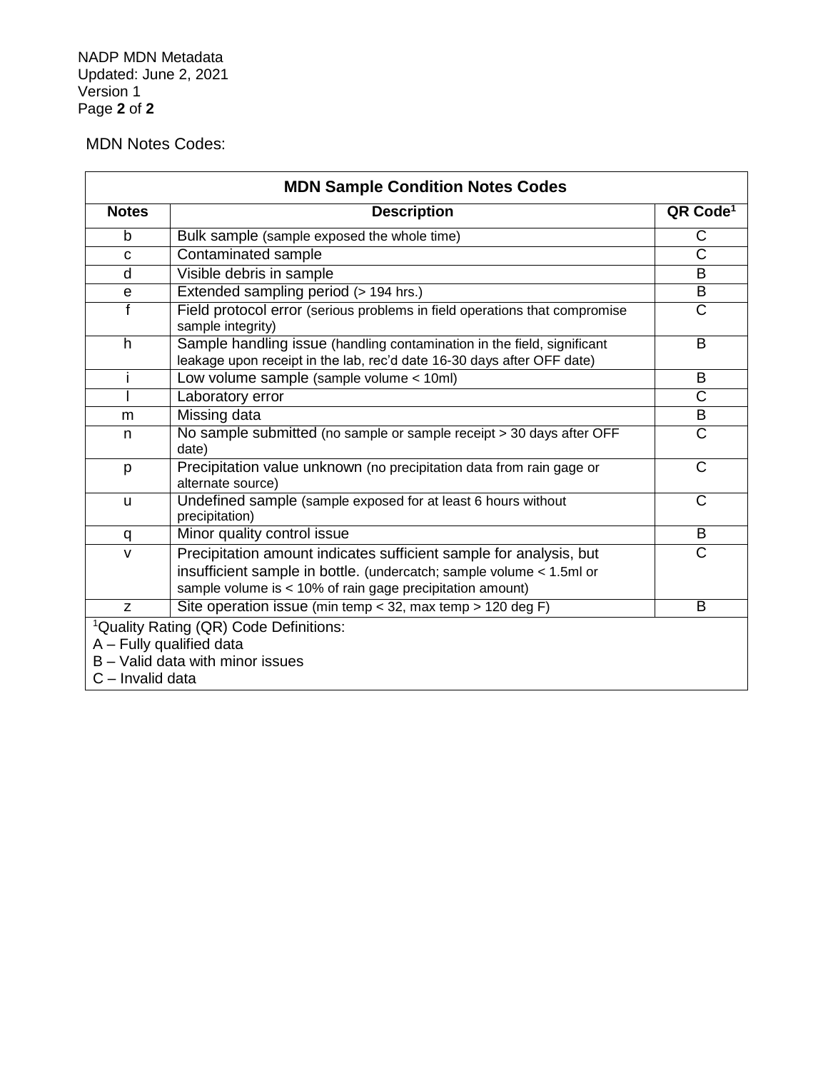MDN Notes Codes:

| MDN Sample Condition Notes Codes | | |
|---|---|---|
| **Notes** | **Description** | **QR Code[1]** |
| b | Bulk sample (sample exposed the whole time) | C |
| c | Contaminated sample | C |
| d | Visible debris in sample | B |
| e | Extended sampling period (> 194 hrs.) | B |
| f | Field protocol error (serious problems in field operations that compromise sample integrity) | C |
| h | Sample handling issue (handling contamination in the field, significant leakage upon receipt in the lab, rec'd date 16-30 days after OFF date) | B |
| i | Low volume sample (sample volume < 10ml) | B |
| l | Laboratory error | C |
| m | Missing data | B |
| n | No sample submitted (no sample or sample receipt > 30 days after OFF date) | C |
| p | Precipitation value unknown (no precipitation data from rain gage or alternate source) | C |
| u | Undefined sample (sample exposed for at least 6 hours without precipitation) | C |
| q | Minor quality control issue | B |
| v | Precipitation amount indicates sufficient sample for analysis, but insufficient sample in bottle. (undercatch; sample volume < 1.5ml or sample volume is < 10% of rain gage precipitation amount) | C |
| z | Site operation issue (min temp < 32, max temp > 120 deg F) | B |

[1]Quality Rating (QR) Code Definitions:

A – Fully qualified data

B – Valid data with minor issues

C – Invalid data